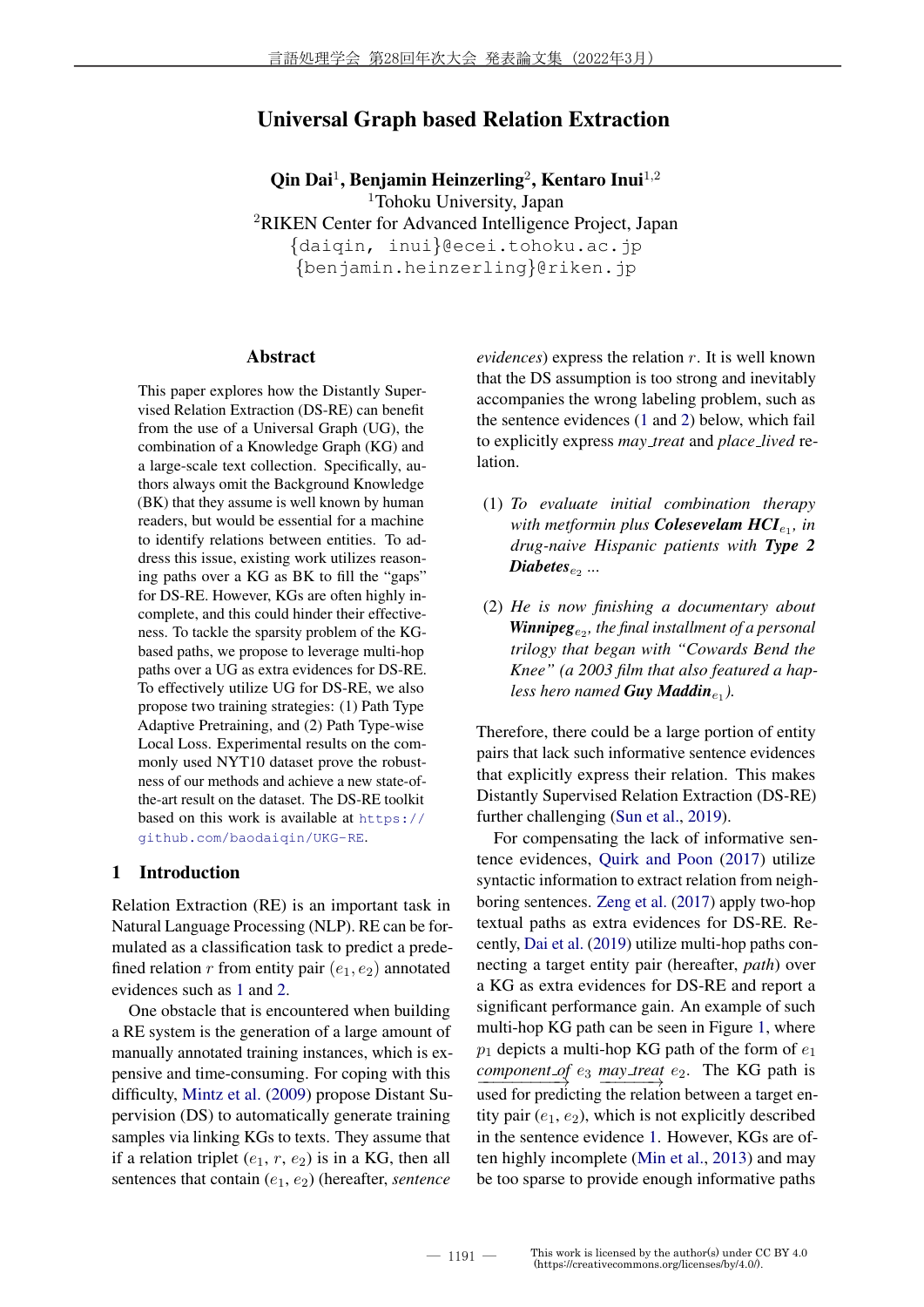# Universal Graph based Relation Extraction

**Qin Dai**[1], **Benjamin Heinzerling**[2], **Kentaro Inui**[1,2]

[1]Tohoku University, Japan

[2]RIKEN Center for Advanced Intelligence Project, Japan

{daiqin, inui}@ecei.tohoku.ac.jp

{benjamin.heinzerling}@riken.jp

## Abstract

This paper explores how the Distantly Supervised Relation Extraction (DS-RE) can benefit from the use of a Universal Graph (UG), the combination of a Knowledge Graph (KG) and a large-scale text collection. Specifically, authors always omit the Background Knowledge (BK) that they assume is well known by human readers, but would be essential for a machine to identify relations between entities. To address this issue, existing work utilizes reasoning paths over a KG as BK to fill the "gaps" for DS-RE. However, KGs are often highly incomplete, and this could hinder their effectiveness. To tackle the sparsity problem of the KG-based paths, we propose to leverage multi-hop paths over a UG as extra evidences for DS-RE. To effectively utilize UG for DS-RE, we also propose two training strategies: (1) Path Type Adaptive Pretraining, and (2) Path Type-wise Local Loss. Experimental results on the commonly used NYT10 dataset prove the robustness of our methods and achieve a new state-of-the-art result on the dataset. The DS-RE toolkit based on this work is available at https://github.com/baodaiqin/UKG-RE.

## 1 Introduction

Relation Extraction (RE) is an important task in Natural Language Processing (NLP). RE can be formulated as a classification task to predict a predefined relation $r$ from entity pair $(e_1, e_2)$ annotated evidences such as 1 and 2.

One obstacle that is encountered when building a RE system is the generation of a large amount of manually annotated training instances, which is expensive and time-consuming. For coping with this difficulty, Mintz et al. (2009) propose Distant Supervision (DS) to automatically generate training samples via linking KGs to texts. They assume that if a relation triplet $(e_1, r, e_2)$ is in a KG, then all sentences that contain $(e_1, e_2)$ (hereafter, *sentence evidences*) express the relation $r$. It is well known that the DS assumption is too strong and inevitably accompanies the wrong labeling problem, such as the sentence evidences (1 and 2) below, which fail to explicitly express *may_treat* and *place_lived* relation.

(1) *To evaluate initial combination therapy with metformin plus **Colesevelam HCI**$_{e_1}$, in drug-naive Hispanic patients with **Type 2 Diabetes**$_{e_2}$ ...*

(2) *He is now finishing a documentary about **Winnipeg**$_{e_2}$, the final installment of a personal trilogy that began with "Cowards Bend the Knee" (a 2003 film that also featured a hapless hero named **Guy Maddin**$_{e_1}$).*

Therefore, there could be a large portion of entity pairs that lack such informative sentence evidences that explicitly express their relation. This makes Distantly Supervised Relation Extraction (DS-RE) further challenging (Sun et al., 2019).

For compensating the lack of informative sentence evidences, Quirk and Poon (2017) utilize syntactic information to extract relation from neighboring sentences. Zeng et al. (2017) apply two-hop textual paths as extra evidences for DS-RE. Recently, Dai et al. (2019) utilize multi-hop paths connecting a target entity pair (hereafter, *path*) over a KG as extra evidences for DS-RE and report a significant performance gain. An example of such multi-hop KG path can be seen in Figure 1, where $p_1$ depicts a multi-hop KG path of the form of $e_1 \xrightarrow{component\_of} e_3 \xrightarrow{may\_treat} e_2$. The KG path is used for predicting the relation between a target entity pair $(e_1, e_2)$, which is not explicitly described in the sentence evidence 1. However, KGs are often highly incomplete (Min et al., 2013) and may be too sparse to provide enough informative paths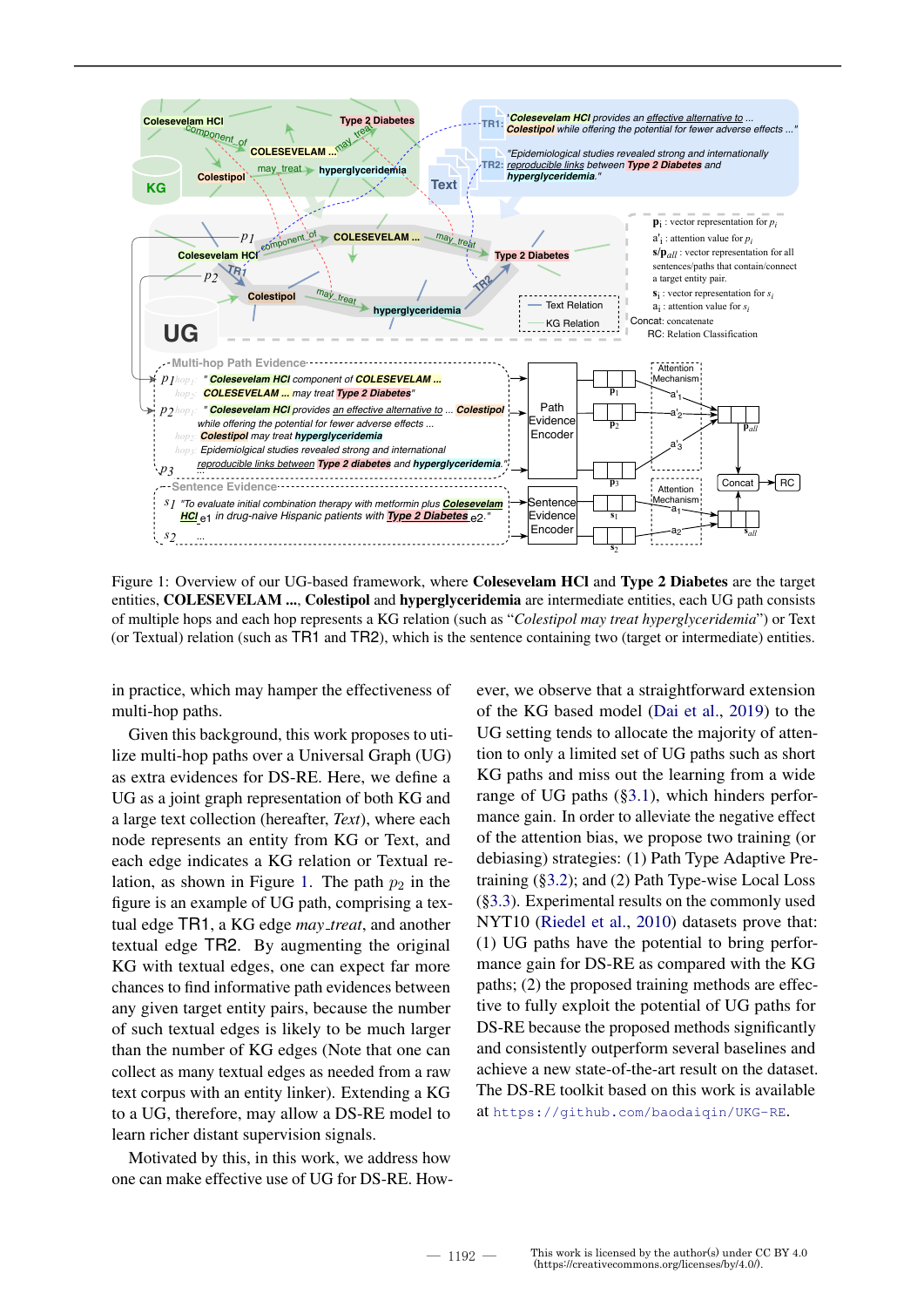Figure 1: Overview of our UG-based framework, where **Colesevelam HCl** and **Type 2 Diabetes** are the target entities, **COLESEVELAM ...**, **Colestipol** and **hyperglyceridemia** are intermediate entities, each UG path consists of multiple hops and each hop represents a KG relation (such as "*Colestipol may treat hyperglyceridemia*") or Text (or Textual) relation (such as TR1 and TR2), which is the sentence containing two (target or intermediate) entities.

in practice, which may hamper the effectiveness of multi-hop paths.

Given this background, this work proposes to utilize multi-hop paths over a Universal Graph (UG) as extra evidences for DS-RE. Here, we define a UG as a joint graph representation of both KG and a large text collection (hereafter, *Text*), where each node represents an entity from KG or Text, and each edge indicates a KG relation or Textual relation, as shown in Figure 1. The path $p_2$ in the figure is an example of UG path, comprising a textual edge TR1, a KG edge *may_treat*, and another textual edge TR2. By augmenting the original KG with textual edges, one can expect far more chances to find informative path evidences between any given target entity pairs, because the number of such textual edges is likely to be much larger than the number of KG edges (Note that one can collect as many textual edges as needed from a raw text corpus with an entity linker). Extending a KG to a UG, therefore, may allow a DS-RE model to learn richer distant supervision signals.

Motivated by this, in this work, we address how one can make effective use of UG for DS-RE. However, we observe that a straightforward extension of the KG based model (Dai et al., 2019) to the UG setting tends to allocate the majority of attention to only a limited set of UG paths such as short KG paths and miss out the learning from a wide range of UG paths (§3.1), which hinders performance gain. In order to alleviate the negative effect of the attention bias, we propose two training (or debiasing) strategies: (1) Path Type Adaptive Pretraining (§3.2); and (2) Path Type-wise Local Loss (§3.3). Experimental results on the commonly used NYT10 (Riedel et al., 2010) datasets prove that: (1) UG paths have the potential to bring performance gain for DS-RE as compared with the KG paths; (2) the proposed training methods are effective to fully exploit the potential of UG paths for DS-RE because the proposed methods significantly and consistently outperform several baselines and achieve a new state-of-the-art result on the dataset. The DS-RE toolkit based on this work is available at https://github.com/baodaiqin/UKG-RE.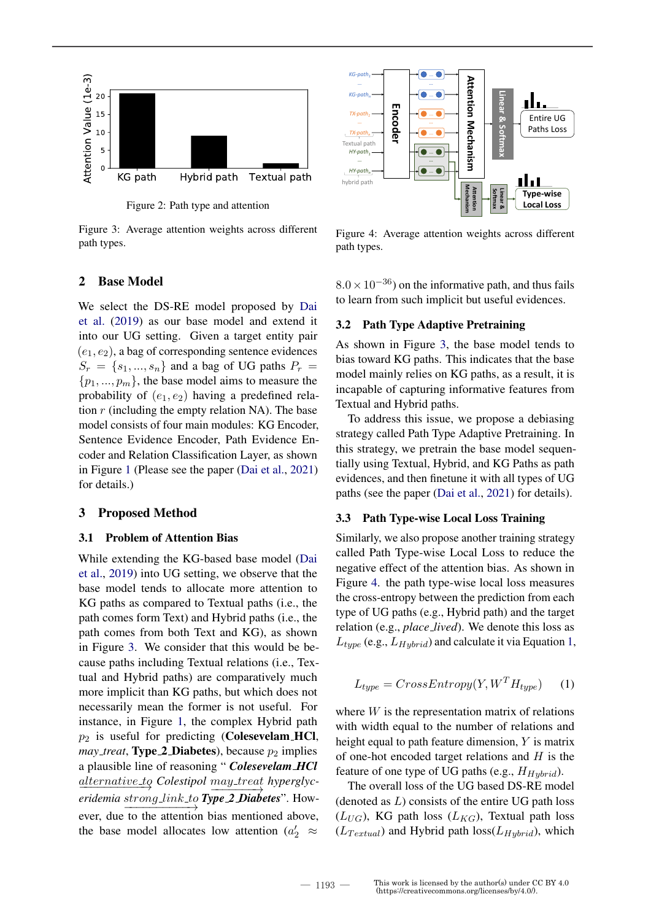Figure 2: Path type and attention

Figure 3: Average attention weights across different path types.

Figure 4: Average attention weights across different path types.

## 2 Base Model

We select the DS-RE model proposed by Dai et al. (2019) as our base model and extend it into our UG setting. Given a target entity pair $(e_1, e_2)$, a bag of corresponding sentence evidences $S_r = \{s_1, ..., s_n\}$ and a bag of UG paths $P_r = \{p_1, ..., p_m\}$, the base model aims to measure the probability of $(e_1, e_2)$ having a predefined relation $r$ (including the empty relation NA). The base model consists of four main modules: KG Encoder, Sentence Evidence Encoder, Path Evidence Encoder and Relation Classification Layer, as shown in Figure 1 (Please see the paper (Dai et al., 2021) for details.)

## 3 Proposed Method

### 3.1 Problem of Attention Bias

While extending the KG-based base model (Dai et al., 2019) into UG setting, we observe that the base model tends to allocate more attention to KG paths as compared to Textual paths (i.e., the path comes form Text) and Hybrid paths (i.e., the path comes from both Text and KG), as shown in Figure 3. We consider that this would be because paths including Textual relations (i.e., Textual and Hybrid paths) are comparatively much more implicit than KG paths, but which does not necessarily mean the former is not useful. For instance, in Figure 1, the complex Hybrid path $p_2$ is useful for predicting (**Colesevelam_HCl**, *may_treat*, **Type_2_Diabetes**), because $p_2$ implies a plausible line of reasoning " ***Colesevelam_HCl*** $\xrightarrow{alternative\_to}$ *Colestipol* $\xrightarrow{may\_treat}$ *hyperglyceridemia* $\xrightarrow{strong\_link\_to}$ ***Type_2_Diabetes***". However, due to the attention bias mentioned above, the base model allocates low attention ($a'_2 \approx 8.0 \times 10^{-36}$) on the informative path, and thus fails to learn from such implicit but useful evidences.

### 3.2 Path Type Adaptive Pretraining

As shown in Figure 3, the base model tends to bias toward KG paths. This indicates that the base model mainly relies on KG paths, as a result, it is incapable of capturing informative features from Textual and Hybrid paths.

To address this issue, we propose a debiasing strategy called Path Type Adaptive Pretraining. In this strategy, we pretrain the base model sequentially using Textual, Hybrid, and KG Paths as path evidences, and then finetune it with all types of UG paths (see the paper (Dai et al., 2021) for details).

### 3.3 Path Type-wise Local Loss Training

Similarly, we also propose another training strategy called Path Type-wise Local Loss to reduce the negative effect of the attention bias. As shown in Figure 4. the path type-wise local loss measures the cross-entropy between the prediction from each type of UG paths (e.g., Hybrid path) and the target relation (e.g., *place_lived*). We denote this loss as $L_{type}$ (e.g., $L_{Hybrid}$) and calculate it via Equation 1,

$$L_{type} = CrossEntropy(Y, W^T H_{type}) \quad (1)$$

where $W$ is the representation matrix of relations with width equal to the number of relations and height equal to path feature dimension, $Y$ is matrix of one-hot encoded target relations and $H$ is the feature of one type of UG paths (e.g., $H_{Hybrid}$).

The overall loss of the UG based DS-RE model (denoted as $L$) consists of the entire UG path loss ($L_{UG}$), KG path loss ($L_{KG}$), Textual path loss ($L_{Textual}$) and Hybrid path loss($L_{Hybrid}$), which

This work is licensed by the author(s) under CC BY 4.0 (https://creativecommons.org/licenses/by/4.0/).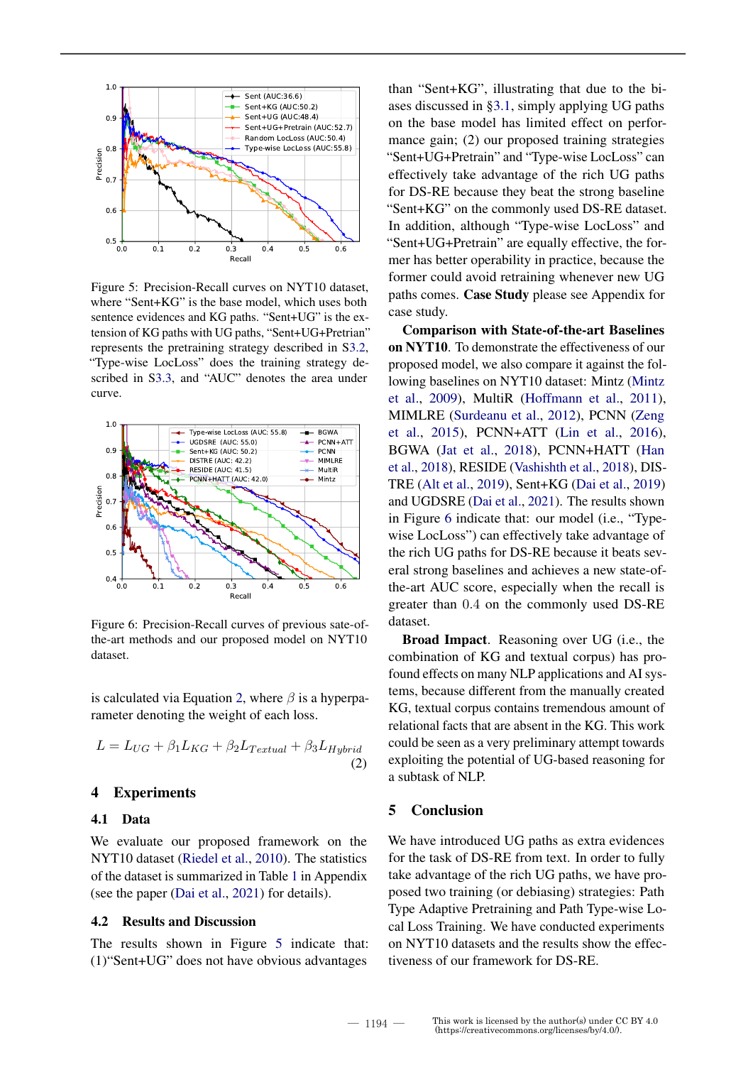Figure 5: Precision-Recall curves on NYT10 dataset, where "Sent+KG" is the base model, which uses both sentence evidences and KG paths. "Sent+UG" is the extension of KG paths with UG paths, "Sent+UG+Pretrian" represents the pretraining strategy described in S3.2, "Type-wise LocLoss" does the training strategy described in S3.3, and "AUC" denotes the area under curve.

Figure 6: Precision-Recall curves of previous sate-of-the-art methods and our proposed model on NYT10 dataset.

is calculated via Equation 2, where $\beta$ is a hyperparameter denoting the weight of each loss.

$$L = L_{UG} + \beta_1 L_{KG} + \beta_2 L_{Textual} + \beta_3 L_{Hybrid} \quad (2)$$

# 4 Experiments

## 4.1 Data

We evaluate our proposed framework on the NYT10 dataset (Riedel et al., 2010). The statistics of the dataset is summarized in Table 1 in Appendix (see the paper (Dai et al., 2021) for details).

## 4.2 Results and Discussion

The results shown in Figure 5 indicate that: (1)"Sent+UG" does not have obvious advantages than "Sent+KG", illustrating that due to the biases discussed in §3.1, simply applying UG paths on the base model has limited effect on performance gain; (2) our proposed training strategies "Sent+UG+Pretrain" and "Type-wise LocLoss" can effectively take advantage of the rich UG paths for DS-RE because they beat the strong baseline "Sent+KG" on the commonly used DS-RE dataset. In addition, although "Type-wise LocLoss" and "Sent+UG+Pretrain" are equally effective, the former has better operability in practice, because the former could avoid retraining whenever new UG paths comes. **Case Study** please see Appendix for case study.

**Comparison with State-of-the-art Baselines on NYT10.** To demonstrate the effectiveness of our proposed model, we also compare it against the following baselines on NYT10 dataset: Mintz (Mintz et al., 2009), MultiR (Hoffmann et al., 2011), MIMLRE (Surdeanu et al., 2012), PCNN (Zeng et al., 2015), PCNN+ATT (Lin et al., 2016), BGWA (Jat et al., 2018), PCNN+HATT (Han et al., 2018), RESIDE (Vashishth et al., 2018), DISTRE (Alt et al., 2019), Sent+KG (Dai et al., 2019) and UGDSRE (Dai et al., 2021). The results shown in Figure 6 indicate that: our model (i.e., "Type-wise LocLoss") can effectively take advantage of the rich UG paths for DS-RE because it beats several strong baselines and achieves a new state-of-the-art AUC score, especially when the recall is greater than 0.4 on the commonly used DS-RE dataset.

**Broad Impact.** Reasoning over UG (i.e., the combination of KG and textual corpus) has profound effects on many NLP applications and AI systems, because different from the manually created KG, textual corpus contains tremendous amount of relational facts that are absent in the KG. This work could be seen as a very preliminary attempt towards exploiting the potential of UG-based reasoning for a subtask of NLP.

# 5 Conclusion

We have introduced UG paths as extra evidences for the task of DS-RE from text. In order to fully take advantage of the rich UG paths, we have proposed two training (or debiasing) strategies: Path Type Adaptive Pretraining and Path Type-wise Local Loss Training. We have conducted experiments on NYT10 datasets and the results show the effectiveness of our framework for DS-RE.

This work is licensed by the author(s) under CC BY 4.0 (https://creativecommons.org/licenses/by/4.0/).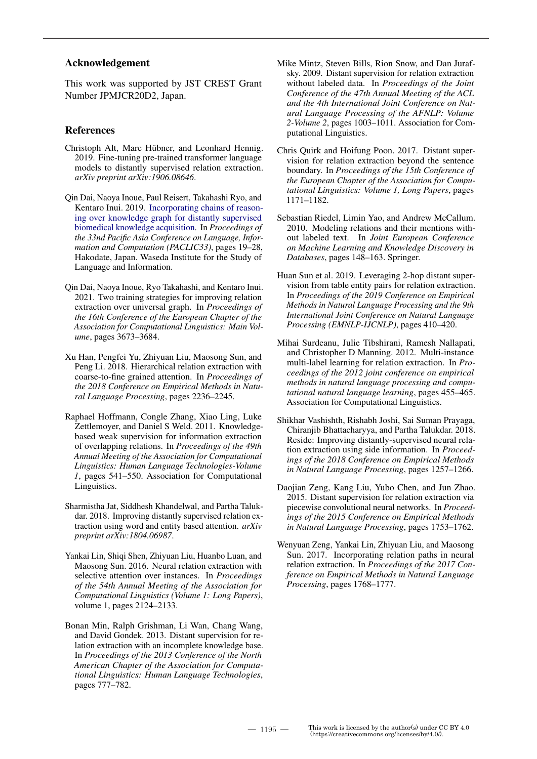## Acknowledgement

This work was supported by JST CREST Grant Number JPMJCR20D2, Japan.

## References

Christoph Alt, Marc Hübner, and Leonhard Hennig. 2019. Fine-tuning pre-trained transformer language models to distantly supervised relation extraction. *arXiv preprint arXiv:1906.08646*.

Qin Dai, Naoya Inoue, Paul Reisert, Takahashi Ryo, and Kentaro Inui. 2019. Incorporating chains of reasoning over knowledge graph for distantly supervised biomedical knowledge acquisition. In *Proceedings of the 33nd Pacific Asia Conference on Language, Information and Computation (PACLIC33)*, pages 19–28, Hakodate, Japan. Waseda Institute for the Study of Language and Information.

Qin Dai, Naoya Inoue, Ryo Takahashi, and Kentaro Inui. 2021. Two training strategies for improving relation extraction over universal graph. In *Proceedings of the 16th Conference of the European Chapter of the Association for Computational Linguistics: Main Volume*, pages 3673–3684.

Xu Han, Pengfei Yu, Zhiyuan Liu, Maosong Sun, and Peng Li. 2018. Hierarchical relation extraction with coarse-to-fine grained attention. In *Proceedings of the 2018 Conference on Empirical Methods in Natural Language Processing*, pages 2236–2245.

Raphael Hoffmann, Congle Zhang, Xiao Ling, Luke Zettlemoyer, and Daniel S Weld. 2011. Knowledge-based weak supervision for information extraction of overlapping relations. In *Proceedings of the 49th Annual Meeting of the Association for Computational Linguistics: Human Language Technologies-Volume 1*, pages 541–550. Association for Computational Linguistics.

Sharmistha Jat, Siddhesh Khandelwal, and Partha Talukdar. 2018. Improving distantly supervised relation extraction using word and entity based attention. *arXiv preprint arXiv:1804.06987*.

Yankai Lin, Shiqi Shen, Zhiyuan Liu, Huanbo Luan, and Maosong Sun. 2016. Neural relation extraction with selective attention over instances. In *Proceedings of the 54th Annual Meeting of the Association for Computational Linguistics (Volume 1: Long Papers)*, volume 1, pages 2124–2133.

Bonan Min, Ralph Grishman, Li Wan, Chang Wang, and David Gondek. 2013. Distant supervision for relation extraction with an incomplete knowledge base. In *Proceedings of the 2013 Conference of the North American Chapter of the Association for Computational Linguistics: Human Language Technologies*, pages 777–782.

Mike Mintz, Steven Bills, Rion Snow, and Dan Jurafsky. 2009. Distant supervision for relation extraction without labeled data. In *Proceedings of the Joint Conference of the 47th Annual Meeting of the ACL and the 4th International Joint Conference on Natural Language Processing of the AFNLP: Volume 2-Volume 2*, pages 1003–1011. Association for Computational Linguistics.

Chris Quirk and Hoifung Poon. 2017. Distant supervision for relation extraction beyond the sentence boundary. In *Proceedings of the 15th Conference of the European Chapter of the Association for Computational Linguistics: Volume 1, Long Papers*, pages 1171–1182.

Sebastian Riedel, Limin Yao, and Andrew McCallum. 2010. Modeling relations and their mentions without labeled text. In *Joint European Conference on Machine Learning and Knowledge Discovery in Databases*, pages 148–163. Springer.

Huan Sun et al. 2019. Leveraging 2-hop distant supervision from table entity pairs for relation extraction. In *Proceedings of the 2019 Conference on Empirical Methods in Natural Language Processing and the 9th International Joint Conference on Natural Language Processing (EMNLP-IJCNLP)*, pages 410–420.

Mihai Surdeanu, Julie Tibshirani, Ramesh Nallapati, and Christopher D Manning. 2012. Multi-instance multi-label learning for relation extraction. In *Proceedings of the 2012 joint conference on empirical methods in natural language processing and computational natural language learning*, pages 455–465. Association for Computational Linguistics.

Shikhar Vashishth, Rishabh Joshi, Sai Suman Prayaga, Chiranjib Bhattacharyya, and Partha Talukdar. 2018. Reside: Improving distantly-supervised neural relation extraction using side information. In *Proceedings of the 2018 Conference on Empirical Methods in Natural Language Processing*, pages 1257–1266.

Daojian Zeng, Kang Liu, Yubo Chen, and Jun Zhao. 2015. Distant supervision for relation extraction via piecewise convolutional neural networks. In *Proceedings of the 2015 Conference on Empirical Methods in Natural Language Processing*, pages 1753–1762.

Wenyuan Zeng, Yankai Lin, Zhiyuan Liu, and Maosong Sun. 2017. Incorporating relation paths in neural relation extraction. In *Proceedings of the 2017 Conference on Empirical Methods in Natural Language Processing*, pages 1768–1777.

This work is licensed by the author(s) under CC BY 4.0 (https://creativecommons.org/licenses/by/4.0/).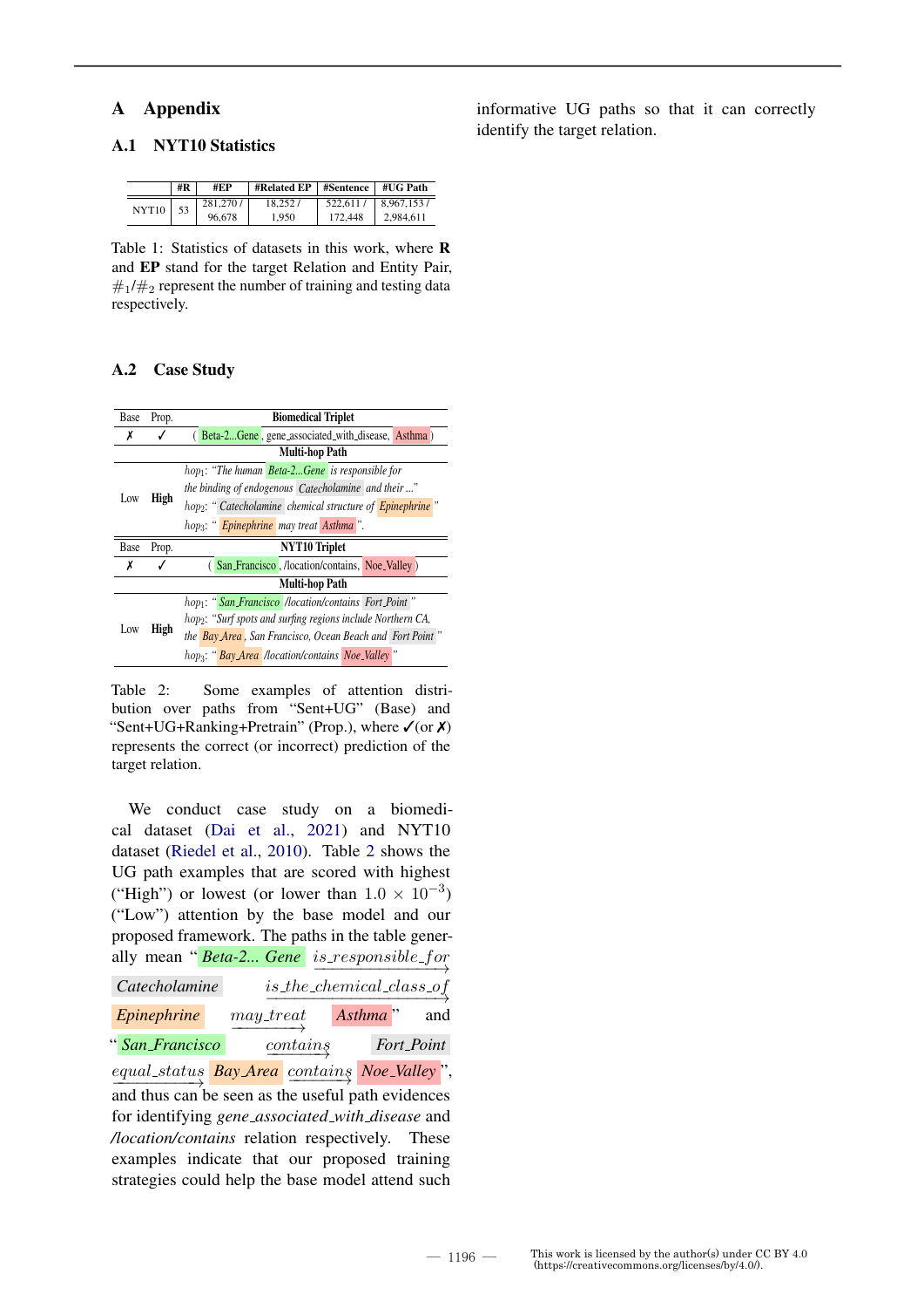# A Appendix

## A.1 NYT10 Statistics

| | #R | #EP | #Related EP | #Sentence | #UG Path |
|---|---|---|---|---|---|
| NYT10 | 53 | 281,270 / 96,678 | 18,252 / 1,950 | 522,611 / 172,448 | 8,967,153 / 2,984,611 |

Table 1: Statistics of datasets in this work, where **R** and **EP** stand for the target Relation and Entity Pair, $\#_1/\#_2$ represent the number of training and testing data respectively.

## A.2 Case Study

| Base | Prop. | Biomedical Triplet |
|---|---|---|
| ✗ | ✓ | ( Beta-2...Gene , gene_associated_with_disease, Asthma ) |
| | | **Multi-hop Path** |
| Low | **High** | *hop*$_1$: *"The human Beta-2...Gene is responsible for the binding of endogenous Catecholamine and their ..."* *hop*$_2$: *" Catecholamine chemical structure of Epinephrine "* *hop*$_3$: *" Epinephrine may treat Asthma ".* |
| Base | Prop. | **NYT10 Triplet** |
| ✗ | ✓ | ( San_Francisco , /location/contains, Noe_Valley ) |
| | | **Multi-hop Path** |
| Low | **High** | *hop*$_1$: *" San_Francisco /location/contains Fort_Point "* *hop*$_2$: *"Surf spots and surfing regions include Northern CA, the Bay_Area , San Francisco, Ocean Beach and Fort Point "* *hop*$_3$: *" Bay_Area /location/contains Noe_Valley "* |

Table 2: Some examples of attention distribution over paths from "Sent+UG" (Base) and "Sent+UG+Ranking+Pretrain" (Prop.), where ✓(or ✗) represents the correct (or incorrect) prediction of the target relation.

We conduct case study on a biomedical dataset (Dai et al., 2021) and NYT10 dataset (Riedel et al., 2010). Table 2 shows the UG path examples that are scored with highest ("High") or lowest (or lower than $1.0 \times 10^{-3}$) ("Low") attention by the base model and our proposed framework. The paths in the table generally mean "*Beta-2... Gene* $\xrightarrow{is\_responsible\_for}$ *Catecholamine* $\xrightarrow{is\_the\_chemical\_class\_of}$ *Epinephrine* $\xrightarrow{may\_treat}$ *Asthma*" and "*San_Francisco* $\xrightarrow{contains}$ *Fort_Point* $\xrightarrow{equal\_status}$ *Bay_Area* $\xrightarrow{contains}$ *Noe_Valley*", and thus can be seen as the useful path evidences for identifying *gene_associated_with_disease* and */location/contains* relation respectively. These examples indicate that our proposed training strategies could help the base model attend such informative UG paths so that it can correctly identify the target relation.